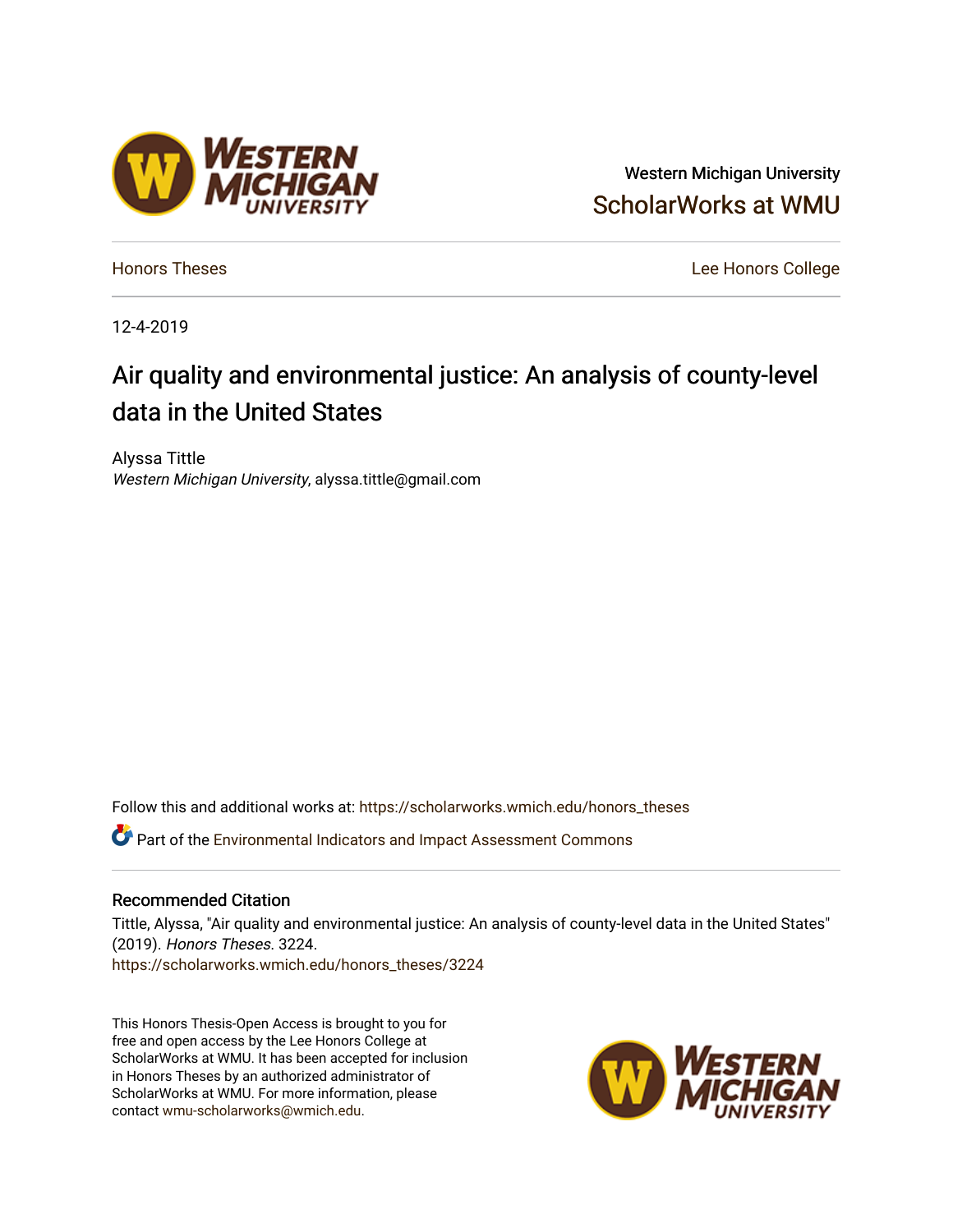Western Michigan University

ScholarWorks at WMU

Honors Theses

Lee Honors College

12-4-2019

# Air quality and environmental justice: An analysis of county-level data in the United States

Alyssa Tittle

*Western Michigan University*, alyssa.tittle@gmail.com

Follow this and additional works at: https://scholarworks.wmich.edu/honors_theses

Part of the Environmental Indicators and Impact Assessment Commons

## Recommended Citation

Tittle, Alyssa, "Air quality and environmental justice: An analysis of county-level data in the United States" (2019). *Honors Theses*. 3224.

https://scholarworks.wmich.edu/honors_theses/3224

This Honors Thesis-Open Access is brought to you for free and open access by the Lee Honors College at ScholarWorks at WMU. It has been accepted for inclusion in Honors Theses by an authorized administrator of ScholarWorks at WMU. For more information, please contact wmu-scholarworks@wmich.edu.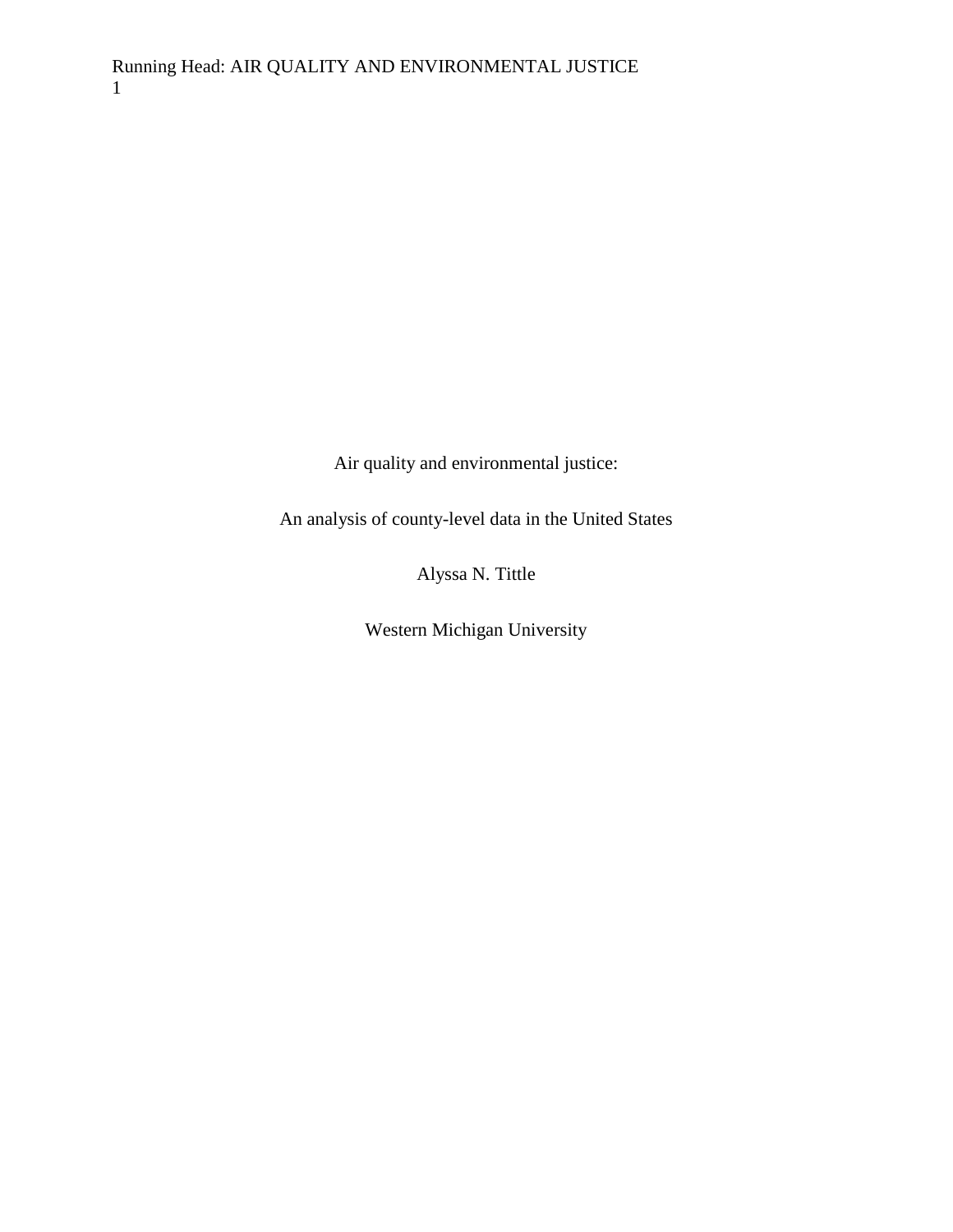Air quality and environmental justice:

An analysis of county-level data in the United States

Alyssa N. Tittle

Western Michigan University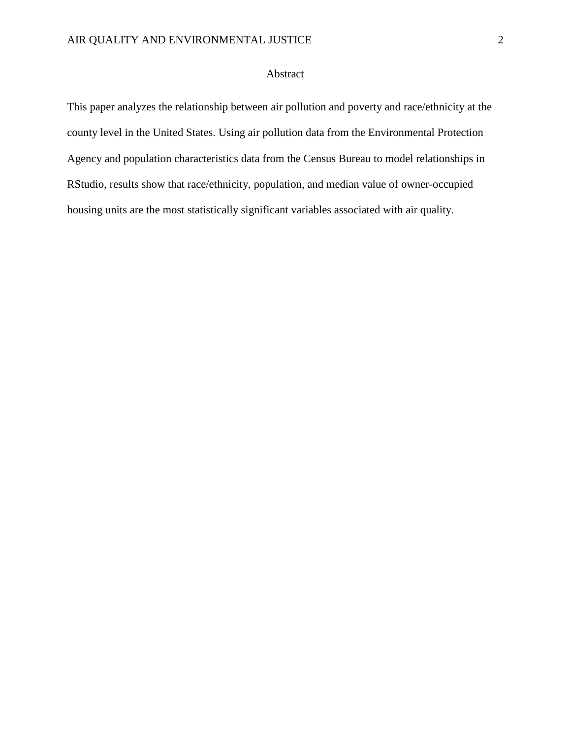# Abstract

This paper analyzes the relationship between air pollution and poverty and race/ethnicity at the county level in the United States. Using air pollution data from the Environmental Protection Agency and population characteristics data from the Census Bureau to model relationships in RStudio, results show that race/ethnicity, population, and median value of owner-occupied housing units are the most statistically significant variables associated with air quality.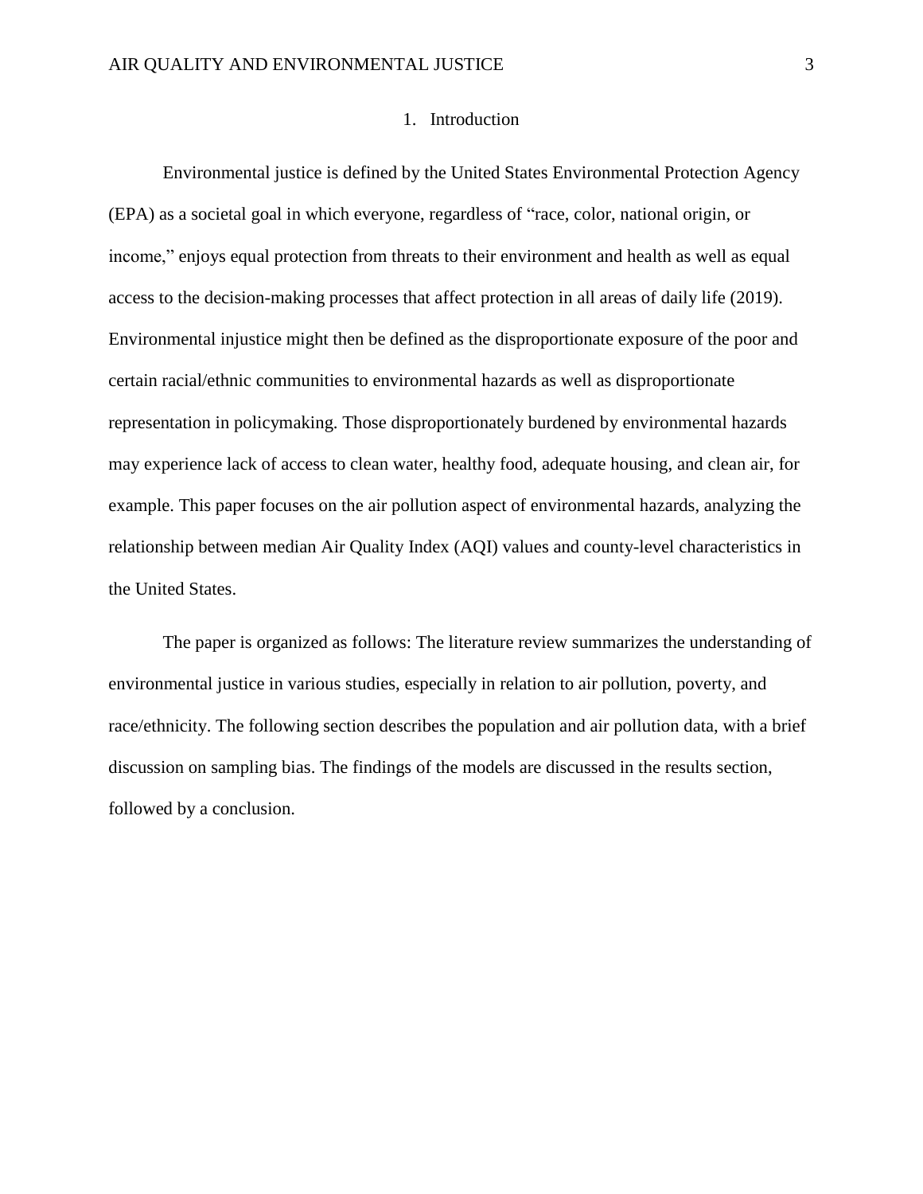# 1. Introduction

Environmental justice is defined by the United States Environmental Protection Agency (EPA) as a societal goal in which everyone, regardless of "race, color, national origin, or income," enjoys equal protection from threats to their environment and health as well as equal access to the decision-making processes that affect protection in all areas of daily life (2019). Environmental injustice might then be defined as the disproportionate exposure of the poor and certain racial/ethnic communities to environmental hazards as well as disproportionate representation in policymaking. Those disproportionately burdened by environmental hazards may experience lack of access to clean water, healthy food, adequate housing, and clean air, for example. This paper focuses on the air pollution aspect of environmental hazards, analyzing the relationship between median Air Quality Index (AQI) values and county-level characteristics in the United States.

The paper is organized as follows: The literature review summarizes the understanding of environmental justice in various studies, especially in relation to air pollution, poverty, and race/ethnicity. The following section describes the population and air pollution data, with a brief discussion on sampling bias. The findings of the models are discussed in the results section, followed by a conclusion.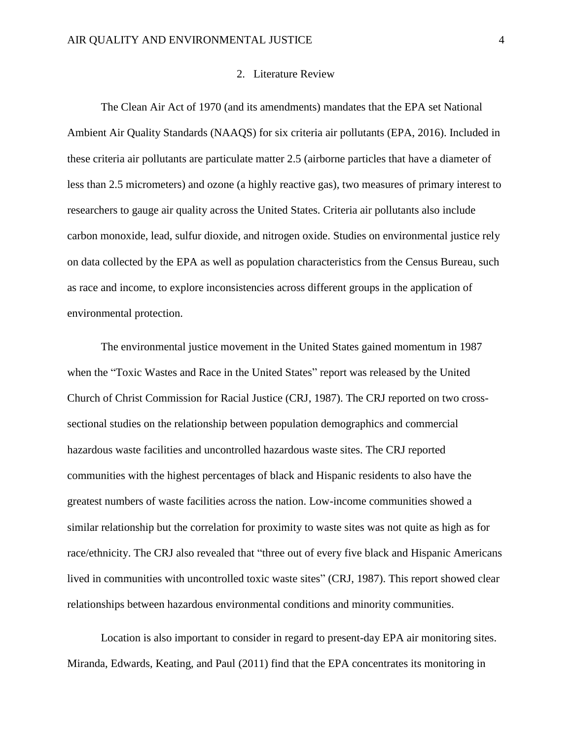## 2. Literature Review

The Clean Air Act of 1970 (and its amendments) mandates that the EPA set National Ambient Air Quality Standards (NAAQS) for six criteria air pollutants (EPA, 2016). Included in these criteria air pollutants are particulate matter 2.5 (airborne particles that have a diameter of less than 2.5 micrometers) and ozone (a highly reactive gas), two measures of primary interest to researchers to gauge air quality across the United States. Criteria air pollutants also include carbon monoxide, lead, sulfur dioxide, and nitrogen oxide. Studies on environmental justice rely on data collected by the EPA as well as population characteristics from the Census Bureau, such as race and income, to explore inconsistencies across different groups in the application of environmental protection.

The environmental justice movement in the United States gained momentum in 1987 when the "Toxic Wastes and Race in the United States" report was released by the United Church of Christ Commission for Racial Justice (CRJ, 1987). The CRJ reported on two cross-sectional studies on the relationship between population demographics and commercial hazardous waste facilities and uncontrolled hazardous waste sites. The CRJ reported communities with the highest percentages of black and Hispanic residents to also have the greatest numbers of waste facilities across the nation. Low-income communities showed a similar relationship but the correlation for proximity to waste sites was not quite as high as for race/ethnicity. The CRJ also revealed that "three out of every five black and Hispanic Americans lived in communities with uncontrolled toxic waste sites" (CRJ, 1987). This report showed clear relationships between hazardous environmental conditions and minority communities.

Location is also important to consider in regard to present-day EPA air monitoring sites. Miranda, Edwards, Keating, and Paul (2011) find that the EPA concentrates its monitoring in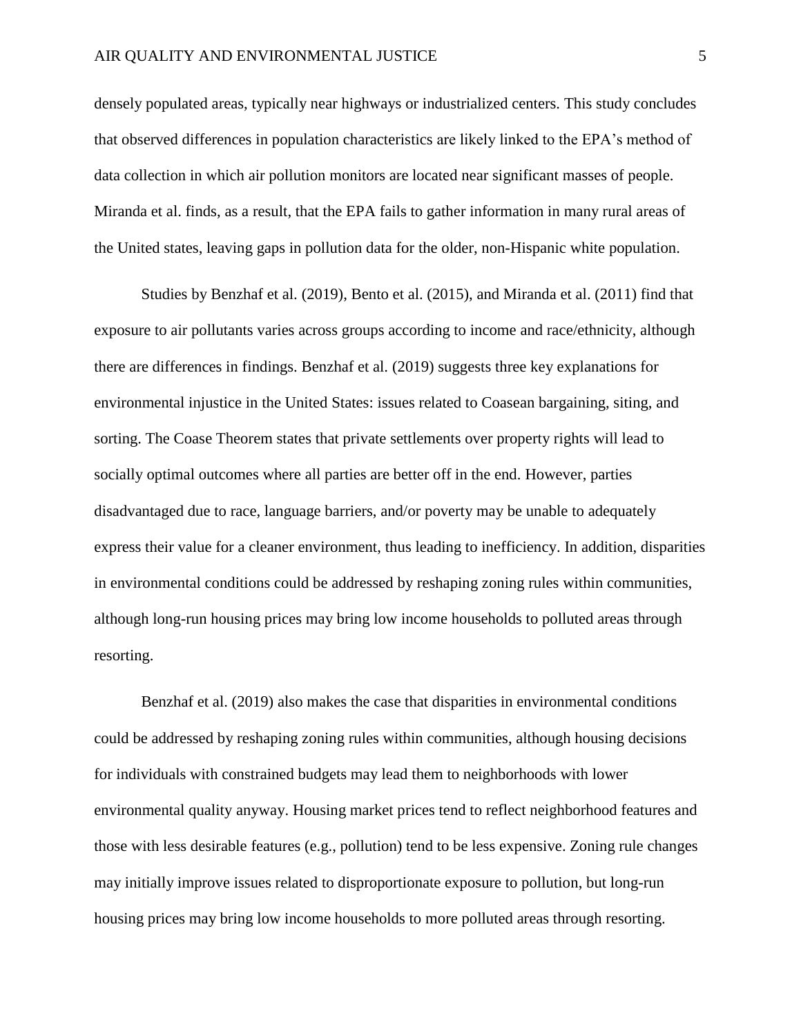densely populated areas, typically near highways or industrialized centers. This study concludes that observed differences in population characteristics are likely linked to the EPA's method of data collection in which air pollution monitors are located near significant masses of people. Miranda et al. finds, as a result, that the EPA fails to gather information in many rural areas of the United states, leaving gaps in pollution data for the older, non-Hispanic white population.

Studies by Benzhaf et al. (2019), Bento et al. (2015), and Miranda et al. (2011) find that exposure to air pollutants varies across groups according to income and race/ethnicity, although there are differences in findings. Benzhaf et al. (2019) suggests three key explanations for environmental injustice in the United States: issues related to Coasean bargaining, siting, and sorting. The Coase Theorem states that private settlements over property rights will lead to socially optimal outcomes where all parties are better off in the end. However, parties disadvantaged due to race, language barriers, and/or poverty may be unable to adequately express their value for a cleaner environment, thus leading to inefficiency. In addition, disparities in environmental conditions could be addressed by reshaping zoning rules within communities, although long-run housing prices may bring low income households to polluted areas through resorting.

Benzhaf et al. (2019) also makes the case that disparities in environmental conditions could be addressed by reshaping zoning rules within communities, although housing decisions for individuals with constrained budgets may lead them to neighborhoods with lower environmental quality anyway. Housing market prices tend to reflect neighborhood features and those with less desirable features (e.g., pollution) tend to be less expensive. Zoning rule changes may initially improve issues related to disproportionate exposure to pollution, but long-run housing prices may bring low income households to more polluted areas through resorting.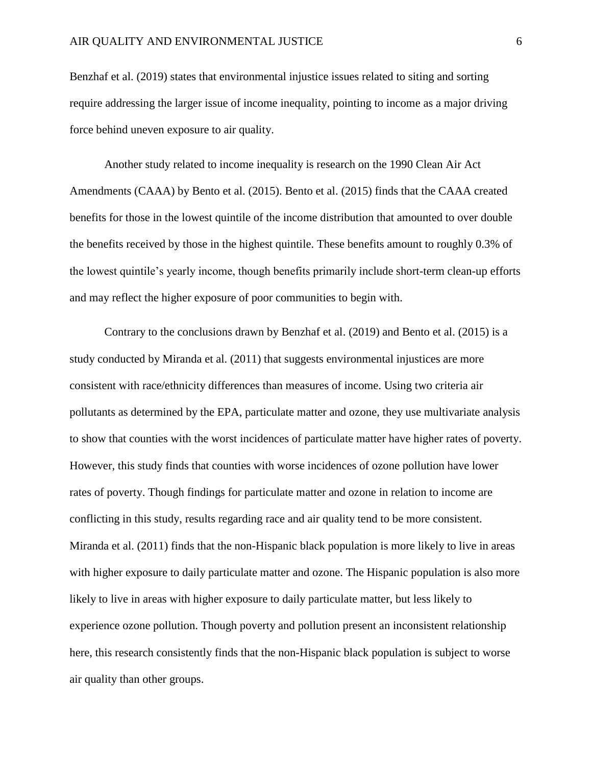Benzhaf et al. (2019) states that environmental injustice issues related to siting and sorting require addressing the larger issue of income inequality, pointing to income as a major driving force behind uneven exposure to air quality.

Another study related to income inequality is research on the 1990 Clean Air Act Amendments (CAAA) by Bento et al. (2015). Bento et al. (2015) finds that the CAAA created benefits for those in the lowest quintile of the income distribution that amounted to over double the benefits received by those in the highest quintile. These benefits amount to roughly 0.3% of the lowest quintile's yearly income, though benefits primarily include short-term clean-up efforts and may reflect the higher exposure of poor communities to begin with.

Contrary to the conclusions drawn by Benzhaf et al. (2019) and Bento et al. (2015) is a study conducted by Miranda et al. (2011) that suggests environmental injustices are more consistent with race/ethnicity differences than measures of income. Using two criteria air pollutants as determined by the EPA, particulate matter and ozone, they use multivariate analysis to show that counties with the worst incidences of particulate matter have higher rates of poverty. However, this study finds that counties with worse incidences of ozone pollution have lower rates of poverty. Though findings for particulate matter and ozone in relation to income are conflicting in this study, results regarding race and air quality tend to be more consistent. Miranda et al. (2011) finds that the non-Hispanic black population is more likely to live in areas with higher exposure to daily particulate matter and ozone. The Hispanic population is also more likely to live in areas with higher exposure to daily particulate matter, but less likely to experience ozone pollution. Though poverty and pollution present an inconsistent relationship here, this research consistently finds that the non-Hispanic black population is subject to worse air quality than other groups.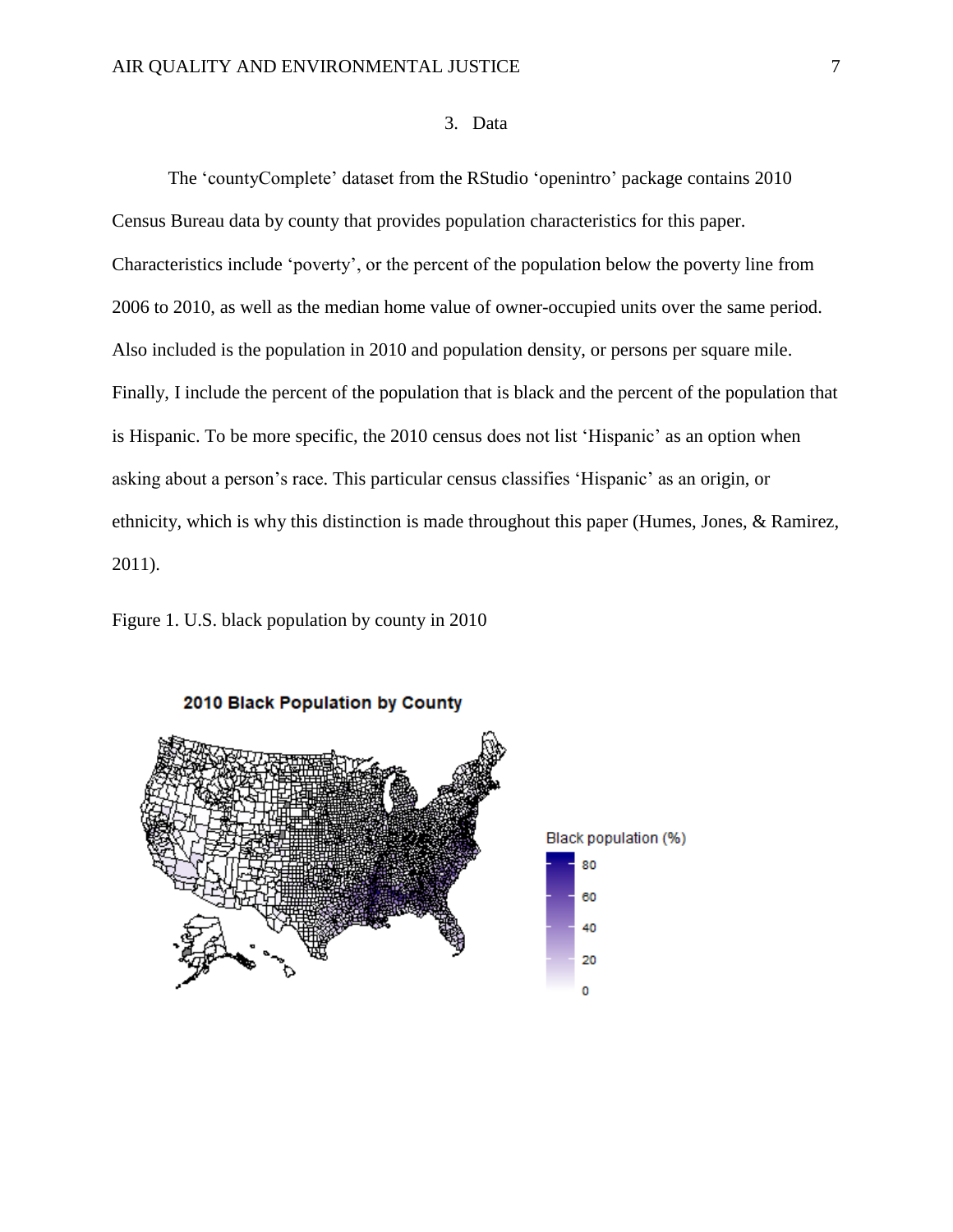## 3. Data

The 'countyComplete' dataset from the RStudio 'openintro' package contains 2010 Census Bureau data by county that provides population characteristics for this paper. Characteristics include 'poverty', or the percent of the population below the poverty line from 2006 to 2010, as well as the median home value of owner-occupied units over the same period. Also included is the population in 2010 and population density, or persons per square mile. Finally, I include the percent of the population that is black and the percent of the population that is Hispanic. To be more specific, the 2010 census does not list 'Hispanic' as an option when asking about a person's race. This particular census classifies 'Hispanic' as an origin, or ethnicity, which is why this distinction is made throughout this paper (Humes, Jones, & Ramirez, 2011).

Figure 1. U.S. black population by county in 2010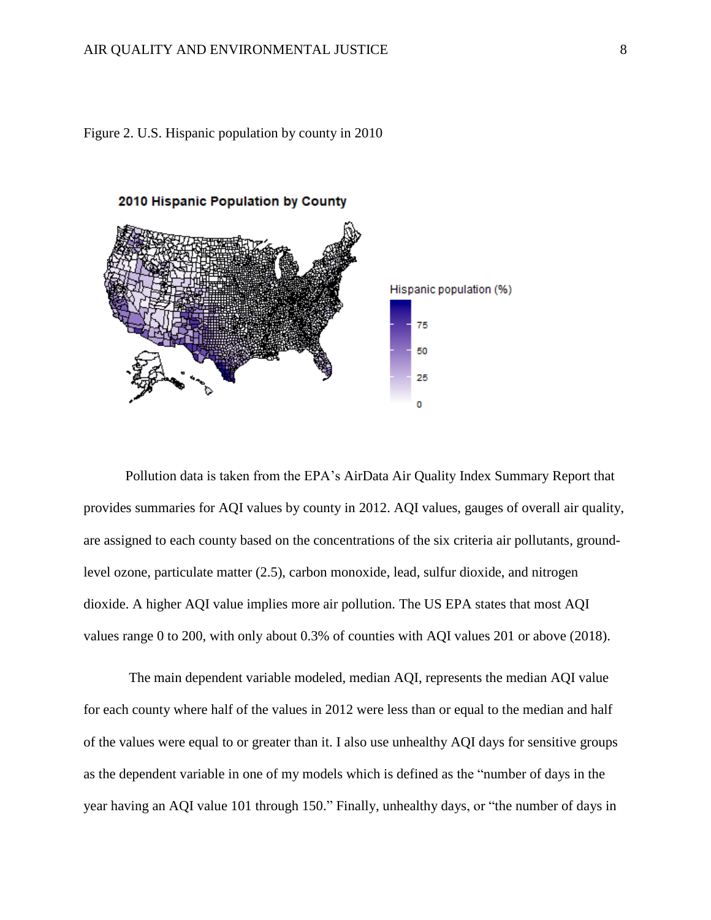Figure 2. U.S. Hispanic population by county in 2010

Pollution data is taken from the EPA's AirData Air Quality Index Summary Report that provides summaries for AQI values by county in 2012. AQI values, gauges of overall air quality, are assigned to each county based on the concentrations of the six criteria air pollutants, ground-level ozone, particulate matter (2.5), carbon monoxide, lead, sulfur dioxide, and nitrogen dioxide. A higher AQI value implies more air pollution. The US EPA states that most AQI values range 0 to 200, with only about 0.3% of counties with AQI values 201 or above (2018).

The main dependent variable modeled, median AQI, represents the median AQI value for each county where half of the values in 2012 were less than or equal to the median and half of the values were equal to or greater than it. I also use unhealthy AQI days for sensitive groups as the dependent variable in one of my models which is defined as the "number of days in the year having an AQI value 101 through 150." Finally, unhealthy days, or "the number of days in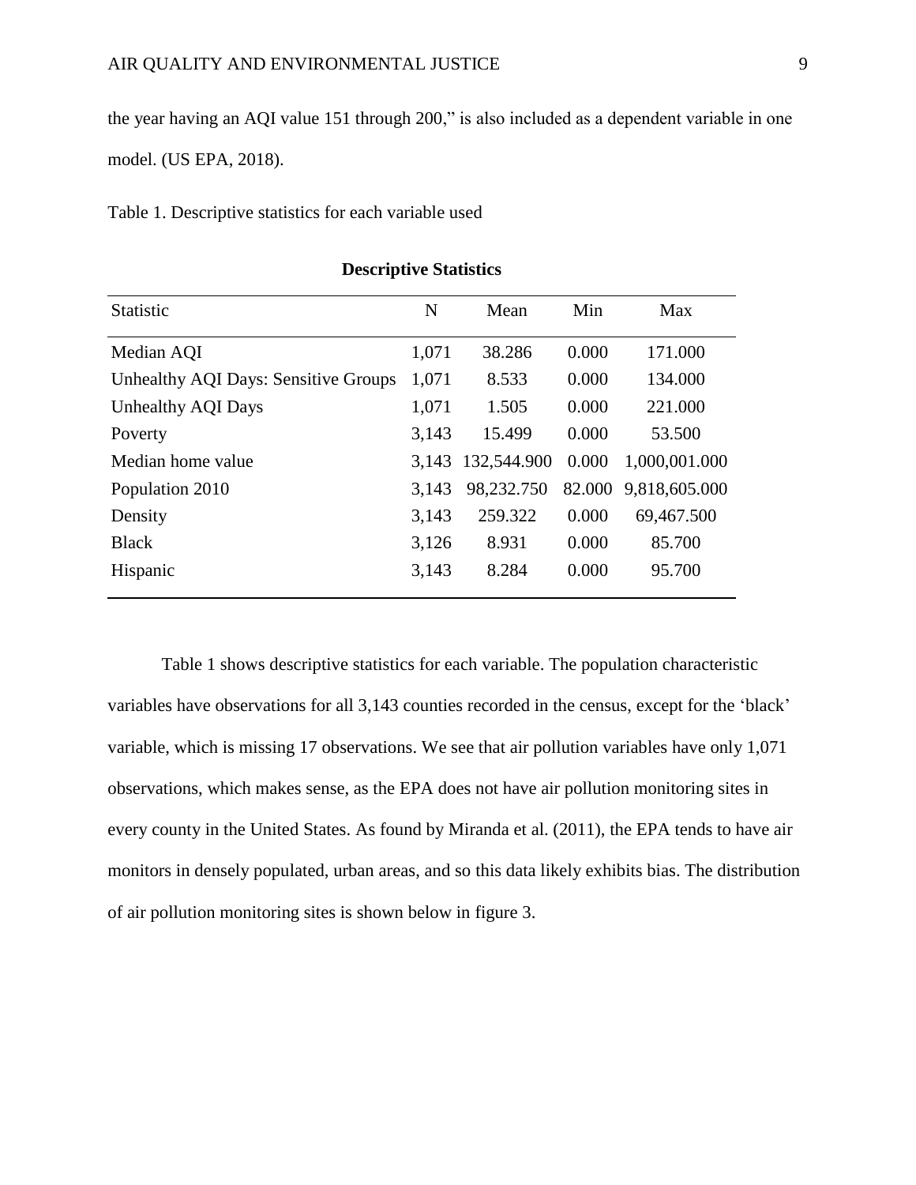the year having an AQI value 151 through 200," is also included as a dependent variable in one model. (US EPA, 2018).

Table 1. Descriptive statistics for each variable used

**Descriptive Statistics**

| Statistic | N | Mean | Min | Max |
|---|---|---|---|---|
| Median AQI | 1,071 | 38.286 | 0.000 | 171.000 |
| Unhealthy AQI Days: Sensitive Groups | 1,071 | 8.533 | 0.000 | 134.000 |
| Unhealthy AQI Days | 1,071 | 1.505 | 0.000 | 221.000 |
| Poverty | 3,143 | 15.499 | 0.000 | 53.500 |
| Median home value | 3,143 | 132,544.900 | 0.000 | 1,000,001.000 |
| Population 2010 | 3,143 | 98,232.750 | 82.000 | 9,818,605.000 |
| Density | 3,143 | 259.322 | 0.000 | 69,467.500 |
| Black | 3,126 | 8.931 | 0.000 | 85.700 |
| Hispanic | 3,143 | 8.284 | 0.000 | 95.700 |

Table 1 shows descriptive statistics for each variable. The population characteristic variables have observations for all 3,143 counties recorded in the census, except for the 'black' variable, which is missing 17 observations. We see that air pollution variables have only 1,071 observations, which makes sense, as the EPA does not have air pollution monitoring sites in every county in the United States. As found by Miranda et al. (2011), the EPA tends to have air monitors in densely populated, urban areas, and so this data likely exhibits bias. The distribution of air pollution monitoring sites is shown below in figure 3.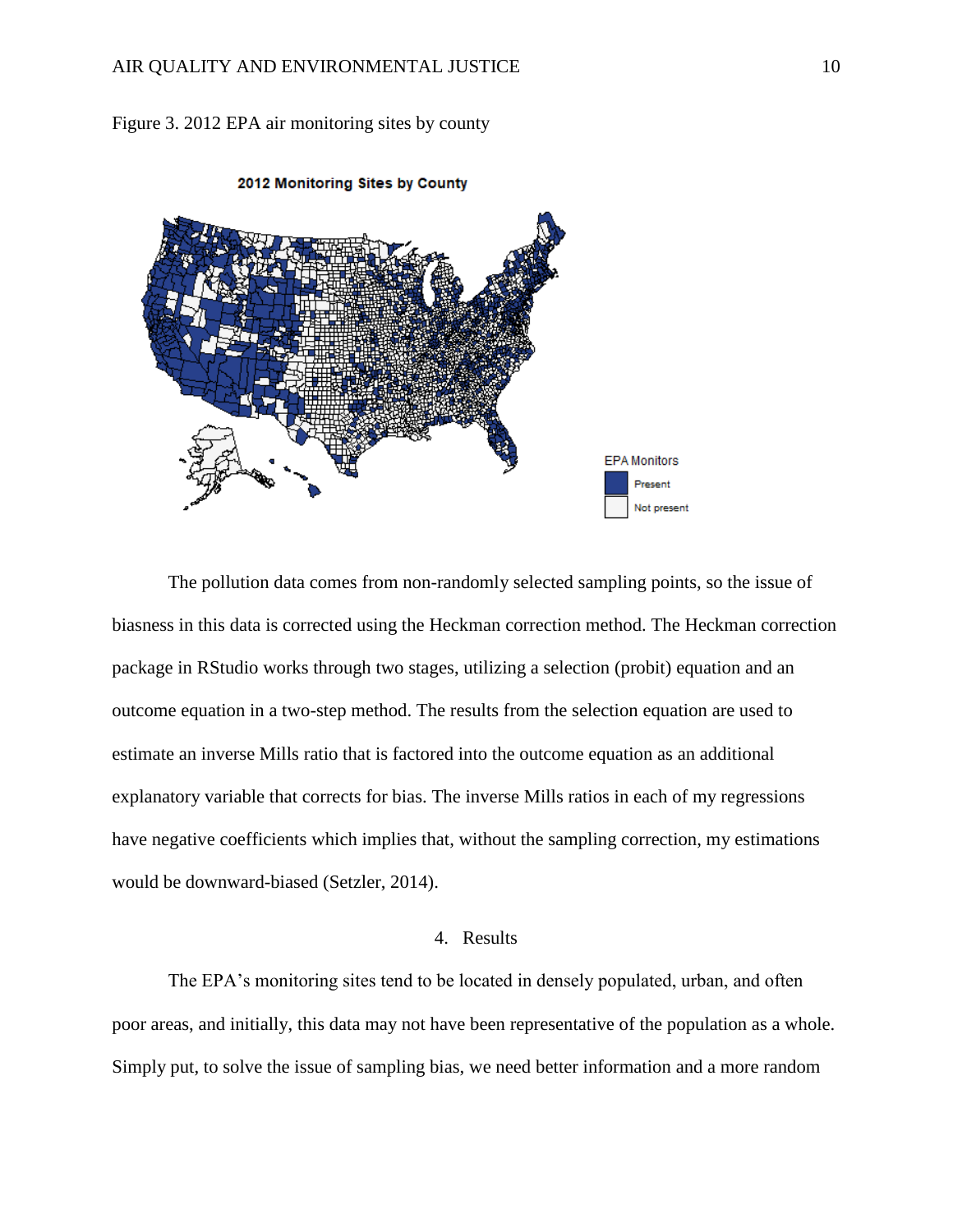Figure 3. 2012 EPA air monitoring sites by county

The pollution data comes from non-randomly selected sampling points, so the issue of biasness in this data is corrected using the Heckman correction method. The Heckman correction package in RStudio works through two stages, utilizing a selection (probit) equation and an outcome equation in a two-step method. The results from the selection equation are used to estimate an inverse Mills ratio that is factored into the outcome equation as an additional explanatory variable that corrects for bias. The inverse Mills ratios in each of my regressions have negative coefficients which implies that, without the sampling correction, my estimations would be downward-biased (Setzler, 2014).

## 4. Results

The EPA's monitoring sites tend to be located in densely populated, urban, and often poor areas, and initially, this data may not have been representative of the population as a whole. Simply put, to solve the issue of sampling bias, we need better information and a more random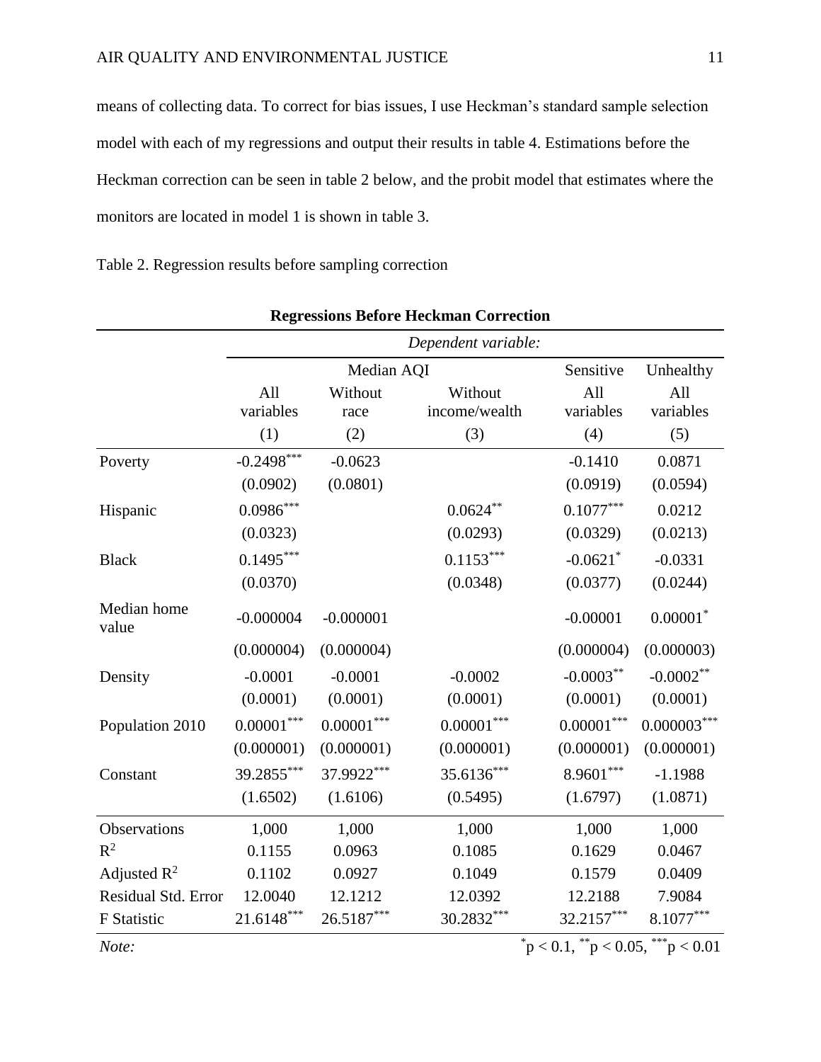means of collecting data. To correct for bias issues, I use Heckman's standard sample selection model with each of my regressions and output their results in table 4. Estimations before the Heckman correction can be seen in table 2 below, and the probit model that estimates where the monitors are located in model 1 is shown in table 3.

Table 2. Regression results before sampling correction

**Regressions Before Heckman Correction**

| | *Dependent variable:* | | | | |
|---|---|---|---|---|---|
| | Median AQI | | | Sensitive | Unhealthy |
| | All variables | Without race | Without income/wealth | All variables | All variables |
| | (1) | (2) | (3) | (4) | (5) |
| Poverty | -0.2498*** | -0.0623 | | -0.1410 | 0.0871 |
| | (0.0902) | (0.0801) | | (0.0919) | (0.0594) |
| Hispanic | 0.0986*** | | 0.0624** | 0.1077*** | 0.0212 |
| | (0.0323) | | (0.0293) | (0.0329) | (0.0213) |
| Black | 0.1495*** | | 0.1153*** | -0.0621* | -0.0331 |
| | (0.0370) | | (0.0348) | (0.0377) | (0.0244) |
| Median home value | -0.000004 | -0.000001 | | -0.00001 | 0.00001* |
| | (0.000004) | (0.000004) | | (0.000004) | (0.000003) |
| Density | -0.0001 | -0.0001 | -0.0002 | -0.0003** | -0.0002** |
| | (0.0001) | (0.0001) | (0.0001) | (0.0001) | (0.0001) |
| Population 2010 | 0.00001*** | 0.00001*** | 0.00001*** | 0.00001*** | 0.000003*** |
| | (0.000001) | (0.000001) | (0.000001) | (0.000001) | (0.000001) |
| Constant | 39.2855*** | 37.9922*** | 35.6136*** | 8.9601*** | -1.1988 |
| | (1.6502) | (1.6106) | (0.5495) | (1.6797) | (1.0871) |
| Observations | 1,000 | 1,000 | 1,000 | 1,000 | 1,000 |
| $R^2$ | 0.1155 | 0.0963 | 0.1085 | 0.1629 | 0.0467 |
| Adjusted $R^2$ | 0.1102 | 0.0927 | 0.1049 | 0.1579 | 0.0409 |
| Residual Std. Error | 12.0040 | 12.1212 | 12.0392 | 12.2188 | 7.9084 |
| F Statistic | 21.6148*** | 26.5187*** | 30.2832*** | 32.2157*** | 8.1077*** |

*Note:* \*$p < 0.1$, \*\*$p < 0.05$, \*\*\*$p < 0.01$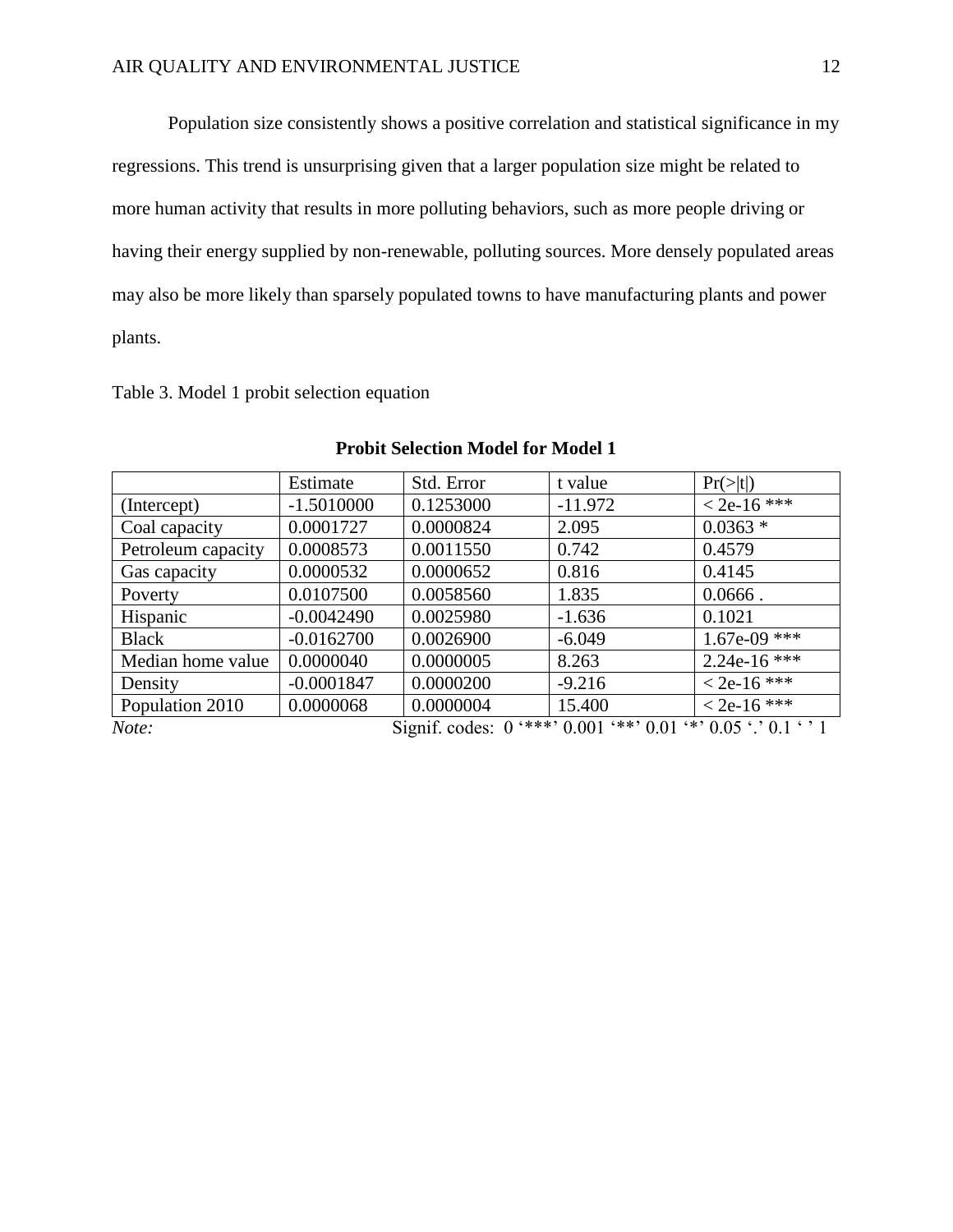Population size consistently shows a positive correlation and statistical significance in my regressions. This trend is unsurprising given that a larger population size might be related to more human activity that results in more polluting behaviors, such as more people driving or having their energy supplied by non-renewable, polluting sources. More densely populated areas may also be more likely than sparsely populated towns to have manufacturing plants and power plants.

Table 3. Model 1 probit selection equation

**Probit Selection Model for Model 1**

| | Estimate | Std. Error | t value | Pr(>\|t\|) |
|---|---|---|---|---|
| (Intercept) | -1.5010000 | 0.1253000 | -11.972 | < 2e-16 *** |
| Coal capacity | 0.0001727 | 0.0000824 | 2.095 | 0.0363 * |
| Petroleum capacity | 0.0008573 | 0.0011550 | 0.742 | 0.4579 |
| Gas capacity | 0.0000532 | 0.0000652 | 0.816 | 0.4145 |
| Poverty | 0.0107500 | 0.0058560 | 1.835 | 0.0666 . |
| Hispanic | -0.0042490 | 0.0025980 | -1.636 | 0.1021 |
| Black | -0.0162700 | 0.0026900 | -6.049 | 1.67e-09 *** |
| Median home value | 0.0000040 | 0.0000005 | 8.263 | 2.24e-16 *** |
| Density | -0.0001847 | 0.0000200 | -9.216 | < 2e-16 *** |
| Population 2010 | 0.0000068 | 0.0000004 | 15.400 | < 2e-16 *** |

*Note:* Signif. codes: 0 '***' 0.001 '**' 0.01 '*' 0.05 '.' 0.1 ' ' 1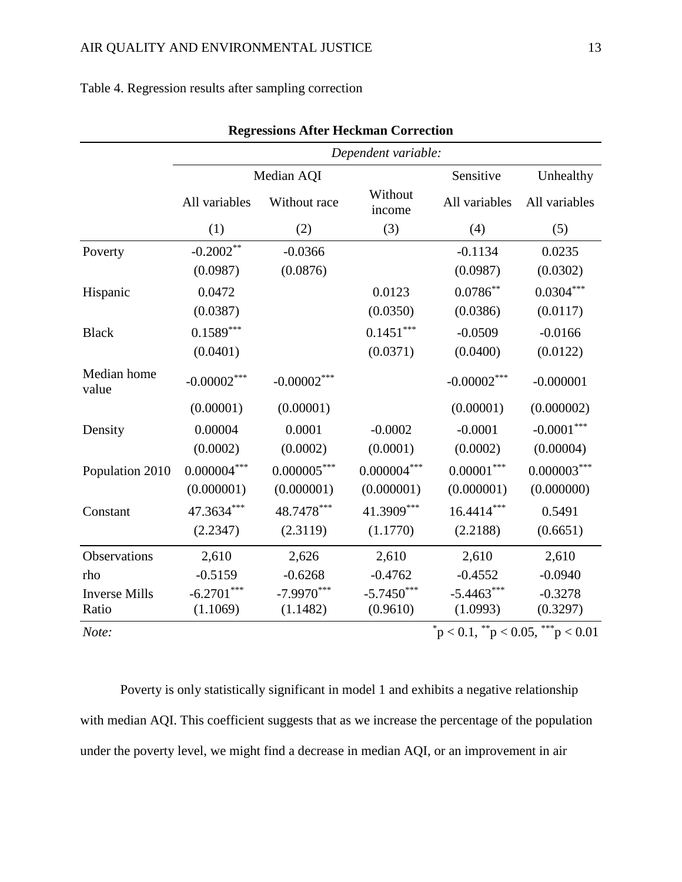Table 4. Regression results after sampling correction

**Regressions After Heckman Correction**

| | *Dependent variable:* | | | | |
|---|---|---|---|---|---|
| | Median AQI | | | Sensitive | Unhealthy |
| | All variables | Without race | Without income | All variables | All variables |
| | (1) | (2) | (3) | (4) | (5) |
| Poverty | -0.2002** | -0.0366 | | -0.1134 | 0.0235 |
| | (0.0987) | (0.0876) | | (0.0987) | (0.0302) |
| Hispanic | 0.0472 | | 0.0123 | 0.0786** | 0.0304*** |
| | (0.0387) | | (0.0350) | (0.0386) | (0.0117) |
| Black | 0.1589*** | | 0.1451*** | -0.0509 | -0.0166 |
| | (0.0401) | | (0.0371) | (0.0400) | (0.0122) |
| Median home value | -0.00002*** | -0.00002*** | | -0.00002*** | -0.000001 |
| | (0.00001) | (0.00001) | | (0.00001) | (0.000002) |
| Density | 0.00004 | 0.0001 | -0.0002 | -0.0001 | -0.0001*** |
| | (0.0002) | (0.0002) | (0.0001) | (0.0002) | (0.00004) |
| Population 2010 | 0.000004*** | 0.000005*** | 0.000004*** | 0.00001*** | 0.000003*** |
| | (0.000001) | (0.000001) | (0.000001) | (0.000001) | (0.000000) |
| Constant | 47.3634*** | 48.7478*** | 41.3909*** | 16.4414*** | 0.5491 |
| | (2.2347) | (2.3119) | (1.1770) | (2.2188) | (0.6651) |
| Observations | 2,610 | 2,626 | 2,610 | 2,610 | 2,610 |
| rho | -0.5159 | -0.6268 | -0.4762 | -0.4552 | -0.0940 |
| Inverse Mills Ratio | -6.2701*** | -7.9970*** | -5.7450*** | -5.4463*** | -0.3278 |
| | (1.1069) | (1.1482) | (0.9610) | (1.0993) | (0.3297) |
| *Note:* | | | | | *p < 0.1, **p < 0.05, ***p < 0.01 |

Poverty is only statistically significant in model 1 and exhibits a negative relationship with median AQI. This coefficient suggests that as we increase the percentage of the population under the poverty level, we might find a decrease in median AQI, or an improvement in air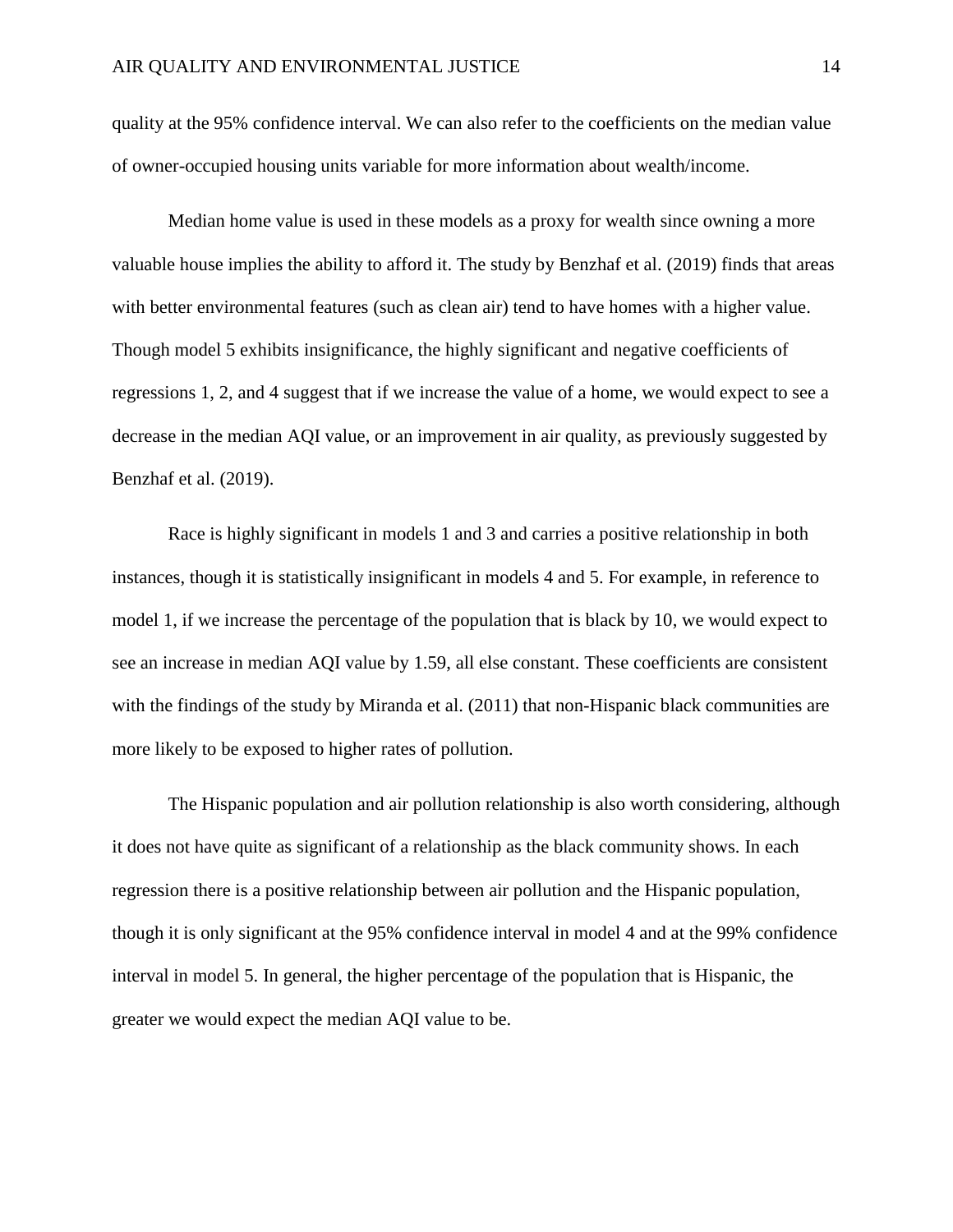quality at the 95% confidence interval. We can also refer to the coefficients on the median value of owner-occupied housing units variable for more information about wealth/income.

Median home value is used in these models as a proxy for wealth since owning a more valuable house implies the ability to afford it. The study by Benzhaf et al. (2019) finds that areas with better environmental features (such as clean air) tend to have homes with a higher value. Though model 5 exhibits insignificance, the highly significant and negative coefficients of regressions 1, 2, and 4 suggest that if we increase the value of a home, we would expect to see a decrease in the median AQI value, or an improvement in air quality, as previously suggested by Benzhaf et al. (2019).

Race is highly significant in models 1 and 3 and carries a positive relationship in both instances, though it is statistically insignificant in models 4 and 5. For example, in reference to model 1, if we increase the percentage of the population that is black by 10, we would expect to see an increase in median AQI value by 1.59, all else constant. These coefficients are consistent with the findings of the study by Miranda et al. (2011) that non-Hispanic black communities are more likely to be exposed to higher rates of pollution.

The Hispanic population and air pollution relationship is also worth considering, although it does not have quite as significant of a relationship as the black community shows. In each regression there is a positive relationship between air pollution and the Hispanic population, though it is only significant at the 95% confidence interval in model 4 and at the 99% confidence interval in model 5. In general, the higher percentage of the population that is Hispanic, the greater we would expect the median AQI value to be.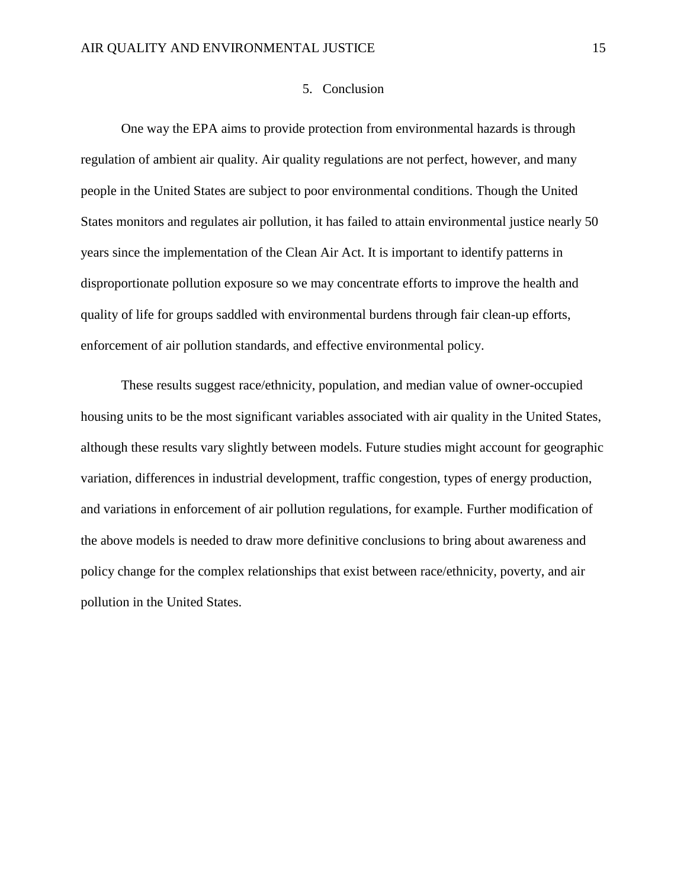## 5. Conclusion

One way the EPA aims to provide protection from environmental hazards is through regulation of ambient air quality. Air quality regulations are not perfect, however, and many people in the United States are subject to poor environmental conditions. Though the United States monitors and regulates air pollution, it has failed to attain environmental justice nearly 50 years since the implementation of the Clean Air Act. It is important to identify patterns in disproportionate pollution exposure so we may concentrate efforts to improve the health and quality of life for groups saddled with environmental burdens through fair clean-up efforts, enforcement of air pollution standards, and effective environmental policy.

These results suggest race/ethnicity, population, and median value of owner-occupied housing units to be the most significant variables associated with air quality in the United States, although these results vary slightly between models. Future studies might account for geographic variation, differences in industrial development, traffic congestion, types of energy production, and variations in enforcement of air pollution regulations, for example. Further modification of the above models is needed to draw more definitive conclusions to bring about awareness and policy change for the complex relationships that exist between race/ethnicity, poverty, and air pollution in the United States.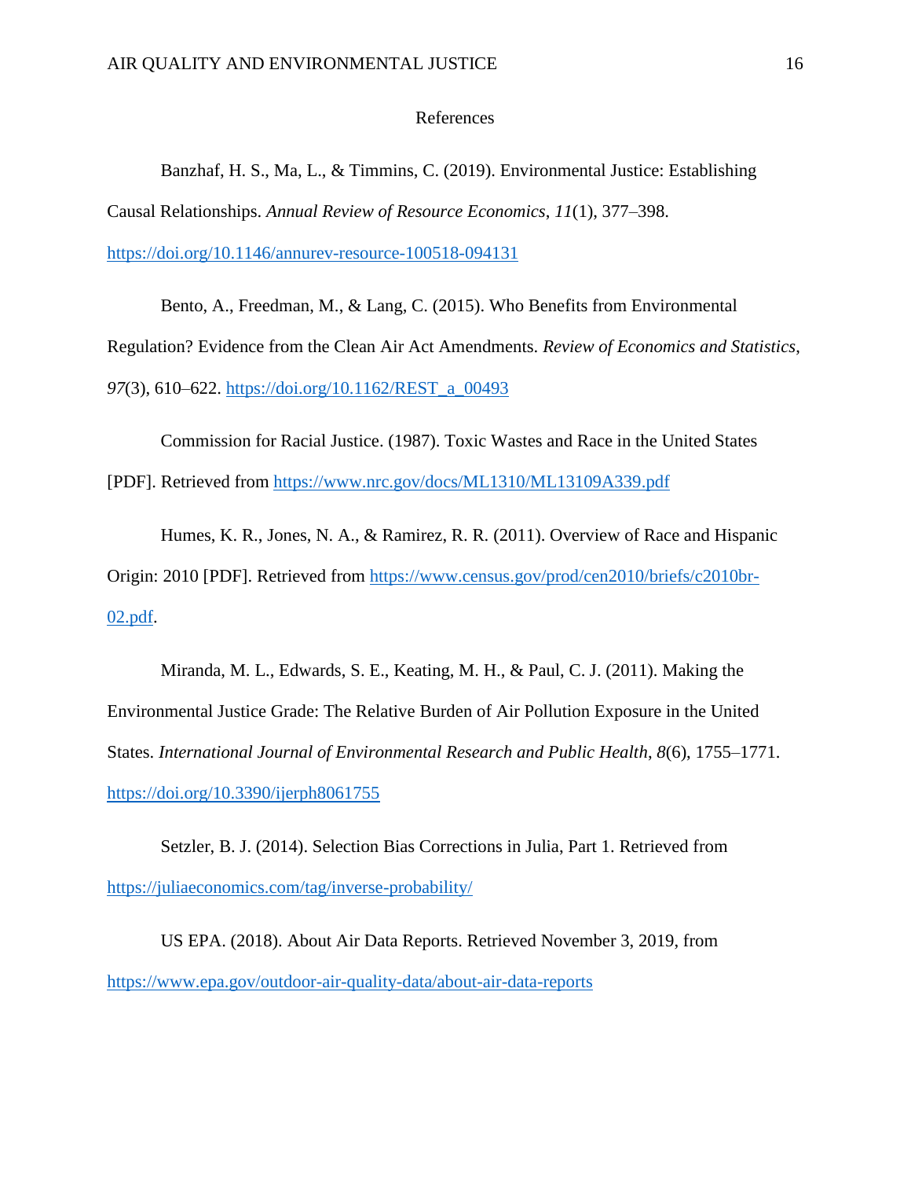# References

Banzhaf, H. S., Ma, L., & Timmins, C. (2019). Environmental Justice: Establishing Causal Relationships. *Annual Review of Resource Economics*, *11*(1), 377–398. https://doi.org/10.1146/annurev-resource-100518-094131

Bento, A., Freedman, M., & Lang, C. (2015). Who Benefits from Environmental Regulation? Evidence from the Clean Air Act Amendments. *Review of Economics and Statistics*, *97*(3), 610–622. https://doi.org/10.1162/REST_a_00493

Commission for Racial Justice. (1987). Toxic Wastes and Race in the United States [PDF]. Retrieved from https://www.nrc.gov/docs/ML1310/ML13109A339.pdf

Humes, K. R., Jones, N. A., & Ramirez, R. R. (2011). Overview of Race and Hispanic Origin: 2010 [PDF]. Retrieved from https://www.census.gov/prod/cen2010/briefs/c2010br-02.pdf.

Miranda, M. L., Edwards, S. E., Keating, M. H., & Paul, C. J. (2011). Making the Environmental Justice Grade: The Relative Burden of Air Pollution Exposure in the United States. *International Journal of Environmental Research and Public Health*, *8*(6), 1755–1771. https://doi.org/10.3390/ijerph8061755

Setzler, B. J. (2014). Selection Bias Corrections in Julia, Part 1. Retrieved from https://juliaeconomics.com/tag/inverse-probability/

US EPA. (2018). About Air Data Reports. Retrieved November 3, 2019, from https://www.epa.gov/outdoor-air-quality-data/about-air-data-reports